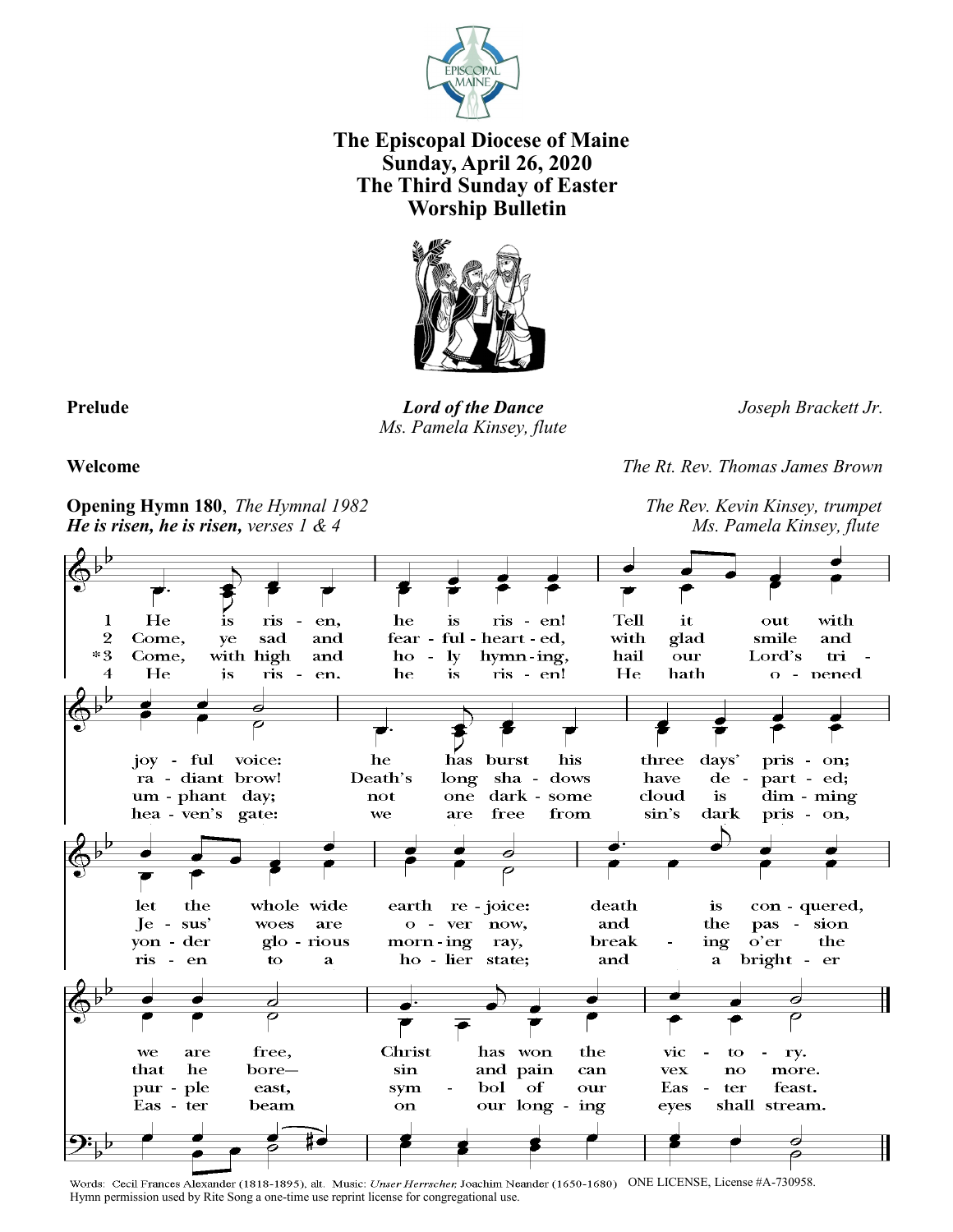# The Episcopal Diocese of Maine
## Sunday, April 26, 2020
## The Third Sunday of Easter
## Worship Bulletin

**Prelude** — ***Lord of the Dance*** — *Joseph Brackett Jr.*
*Ms. Pamela Kinsey, flute*

**Welcome** — *The Rt. Rev. Thomas James Brown*

**Opening Hymn 180**, *The Hymnal 1982* — *The Rev. Kevin Kinsey, trumpet*
***He is risen, he is risen,*** *verses 1 & 4* — *Ms. Pamela Kinsey, flute*

1 He is ris - en, he is ris - en! Tell it out with joy - ful voice: he has burst his three days' pris - on; let the whole wide earth re - joice: death is con - quered, we are free, Christ has won the vic - to - ry.

2 Come, ye sad and fear - ful - heart - ed, with glad smile and ra - diant brow! Death's long sha - dows have de - part - ed; Je - sus' woes are o - ver now, and the pas - sion that he bore— sin and pain can vex no more.

*3 Come, with high and ho - ly hymn - ing, hail our Lord's tri - um - phant day; not one dark - some cloud is dim - ming yon - der glo - rious morn - ing ray, break - ing o'er the pur - ple east, sym - bol of our Eas - ter feast.

4 He is ris - en, he is ris - en! He hath o - pened hea - ven's gate: we are free from sin's dark pris - on, ris - en to a ho - lier state; and a bright - er Eas - ter beam on our long - ing eyes shall stream.

Words: Cecil Frances Alexander (1818-1895), alt. Music: *Unser Herrscher,* Joachim Neander (1650-1680) ONE LICENSE, License #A-730958.
Hymn permission used by Rite Song a one-time use reprint license for congregational use.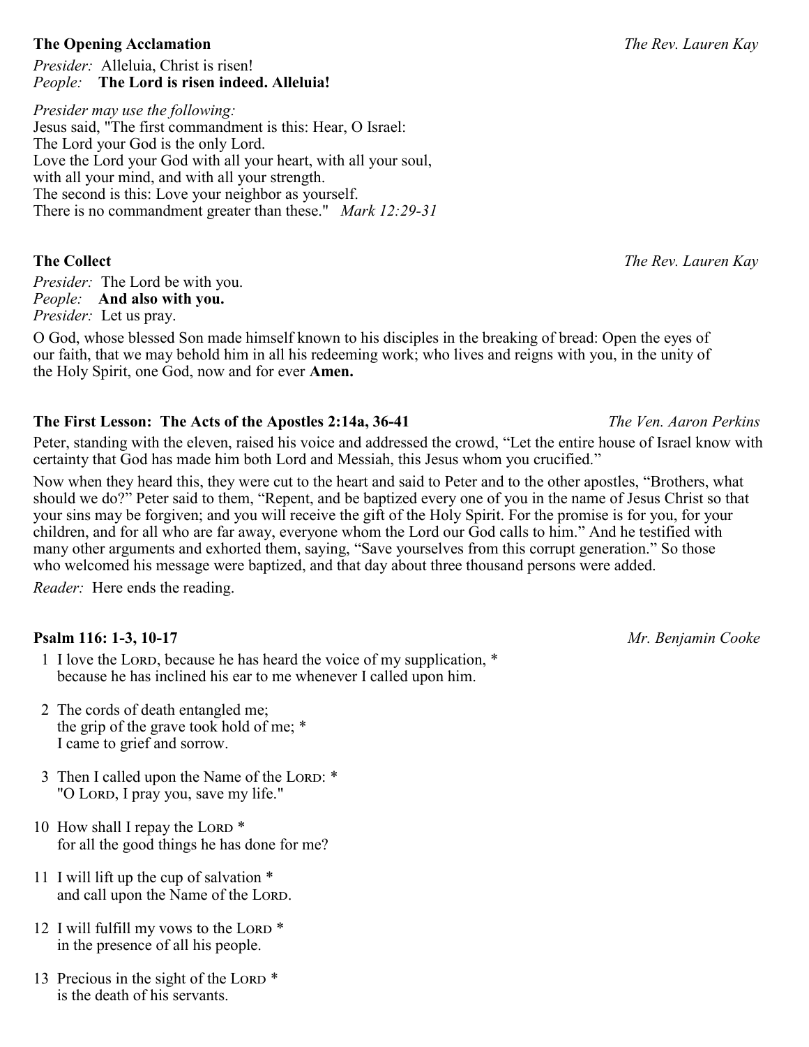**The Opening Acclamation** *The Rev. Lauren Kay*

*Presider:* Alleluia, Christ is risen!
*People:* **The Lord is risen indeed. Alleluia!**

*Presider may use the following:*
Jesus said, "The first commandment is this: Hear, O Israel:
The Lord your God is the only Lord.
Love the Lord your God with all your heart, with all your soul,
with all your mind, and with all your strength.
The second is this: Love your neighbor as yourself.
There is no commandment greater than these." *Mark 12:29-31*

**The Collect** *The Rev. Lauren Kay*

*Presider:* The Lord be with you.
*People:* **And also with you.**
*Presider:* Let us pray.

O God, whose blessed Son made himself known to his disciples in the breaking of bread: Open the eyes of our faith, that we may behold him in all his redeeming work; who lives and reigns with you, in the unity of the Holy Spirit, one God, now and for ever **Amen.**

**The First Lesson: The Acts of the Apostles 2:14a, 36-41** *The Ven. Aaron Perkins*

Peter, standing with the eleven, raised his voice and addressed the crowd, "Let the entire house of Israel know with certainty that God has made him both Lord and Messiah, this Jesus whom you crucified."

Now when they heard this, they were cut to the heart and said to Peter and to the other apostles, "Brothers, what should we do?" Peter said to them, "Repent, and be baptized every one of you in the name of Jesus Christ so that your sins may be forgiven; and you will receive the gift of the Holy Spirit. For the promise is for you, for your children, and for all who are far away, everyone whom the Lord our God calls to him." And he testified with many other arguments and exhorted them, saying, "Save yourselves from this corrupt generation." So those who welcomed his message were baptized, and that day about three thousand persons were added.

*Reader:* Here ends the reading.

**Psalm 116: 1-3, 10-17** *Mr. Benjamin Cooke*

1 I love the LORD, because he has heard the voice of my supplication, *
because he has inclined his ear to me whenever I called upon him.

2 The cords of death entangled me;
the grip of the grave took hold of me; *
I came to grief and sorrow.

3 Then I called upon the Name of the LORD: *
"O LORD, I pray you, save my life."

10 How shall I repay the LORD *
for all the good things he has done for me?

11 I will lift up the cup of salvation *
and call upon the Name of the LORD.

12 I will fulfill my vows to the LORD *
in the presence of all his people.

13 Precious in the sight of the LORD *
is the death of his servants.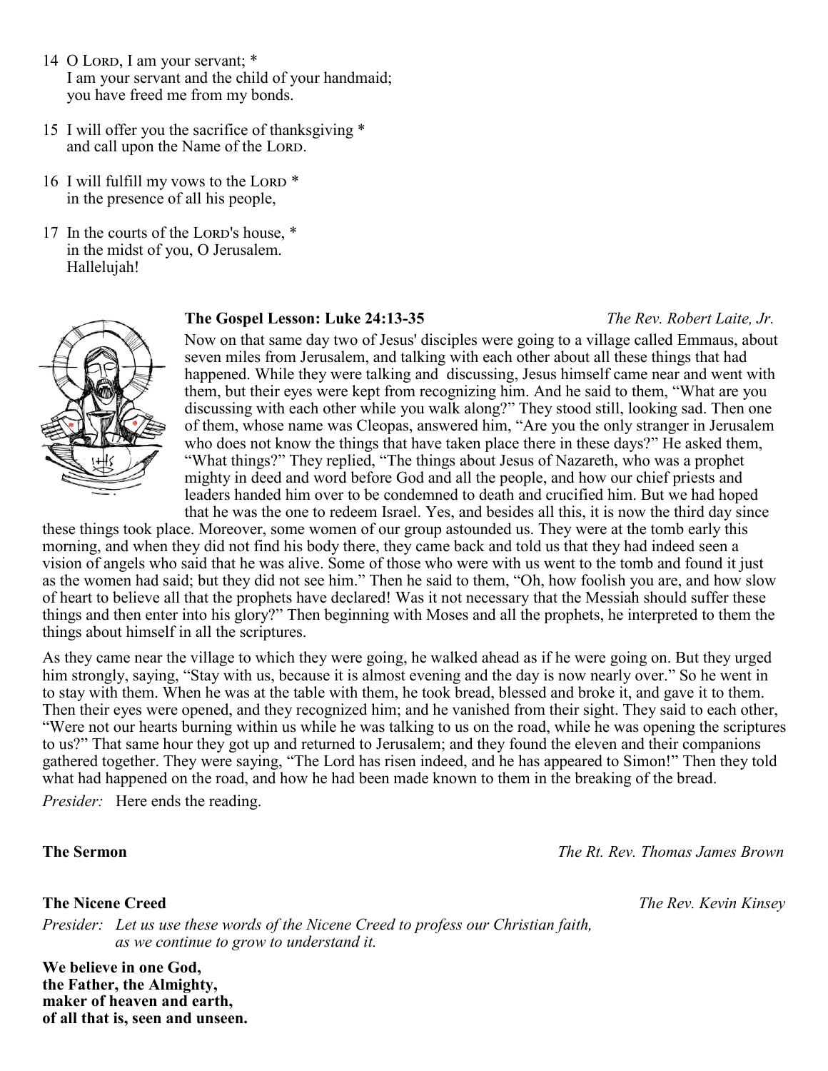14 O LORD, I am your servant; *
I am your servant and the child of your handmaid;
you have freed me from my bonds.

15 I will offer you the sacrifice of thanksgiving *
and call upon the Name of the LORD.

16 I will fulfill my vows to the LORD *
in the presence of all his people,

17 In the courts of the LORD's house, *
in the midst of you, O Jerusalem.
Hallelujah!

**The Gospel Lesson: Luke 24:13-35** *The Rev. Robert Laite, Jr.*

Now on that same day two of Jesus' disciples were going to a village called Emmaus, about seven miles from Jerusalem, and talking with each other about all these things that had happened. While they were talking and discussing, Jesus himself came near and went with them, but their eyes were kept from recognizing him. And he said to them, "What are you discussing with each other while you walk along?" They stood still, looking sad. Then one of them, whose name was Cleopas, answered him, "Are you the only stranger in Jerusalem who does not know the things that have taken place there in these days?" He asked them, "What things?" They replied, "The things about Jesus of Nazareth, who was a prophet mighty in deed and word before God and all the people, and how our chief priests and leaders handed him over to be condemned to death and crucified him. But we had hoped that he was the one to redeem Israel. Yes, and besides all this, it is now the third day since these things took place. Moreover, some women of our group astounded us. They were at the tomb early this morning, and when they did not find his body there, they came back and told us that they had indeed seen a vision of angels who said that he was alive. Some of those who were with us went to the tomb and found it just as the women had said; but they did not see him." Then he said to them, "Oh, how foolish you are, and how slow of heart to believe all that the prophets have declared! Was it not necessary that the Messiah should suffer these things and then enter into his glory?" Then beginning with Moses and all the prophets, he interpreted to them the things about himself in all the scriptures.

As they came near the village to which they were going, he walked ahead as if he were going on. But they urged him strongly, saying, "Stay with us, because it is almost evening and the day is now nearly over." So he went in to stay with them. When he was at the table with them, he took bread, blessed and broke it, and gave it to them. Then their eyes were opened, and they recognized him; and he vanished from their sight. They said to each other, "Were not our hearts burning within us while he was talking to us on the road, while he was opening the scriptures to us?" That same hour they got up and returned to Jerusalem; and they found the eleven and their companions gathered together. They were saying, "The Lord has risen indeed, and he has appeared to Simon!" Then they told what had happened on the road, and how he had been made known to them in the breaking of the bread.

*Presider:* Here ends the reading.

**The Sermon** *The Rt. Rev. Thomas James Brown*

**The Nicene Creed** *The Rev. Kevin Kinsey*

*Presider: Let us use these words of the Nicene Creed to profess our Christian faith, as we continue to grow to understand it.*

**We believe in one God,
the Father, the Almighty,
maker of heaven and earth,
of all that is, seen and unseen.**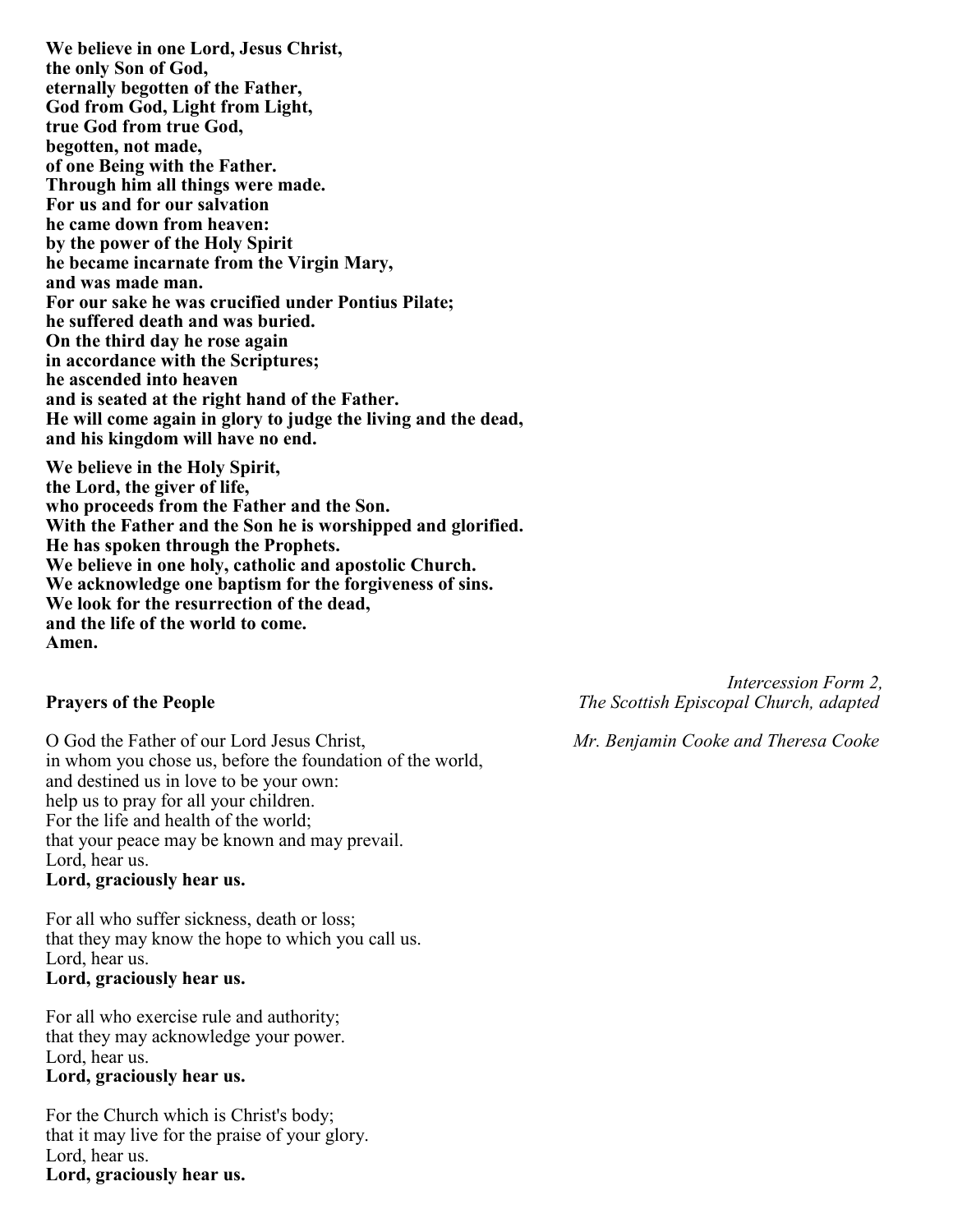**We believe in one Lord, Jesus Christ,**
**the only Son of God,**
**eternally begotten of the Father,**
**God from God, Light from Light,**
**true God from true God,**
**begotten, not made,**
**of one Being with the Father.**
**Through him all things were made.**
**For us and for our salvation**
**he came down from heaven:**
**by the power of the Holy Spirit**
**he became incarnate from the Virgin Mary,**
**and was made man.**
**For our sake he was crucified under Pontius Pilate;**
**he suffered death and was buried.**
**On the third day he rose again**
**in accordance with the Scriptures;**
**he ascended into heaven**
**and is seated at the right hand of the Father.**
**He will come again in glory to judge the living and the dead,**
**and his kingdom will have no end.**

**We believe in the Holy Spirit,**
**the Lord, the giver of life,**
**who proceeds from the Father and the Son.**
**With the Father and the Son he is worshipped and glorified.**
**He has spoken through the Prophets.**
**We believe in one holy, catholic and apostolic Church.**
**We acknowledge one baptism for the forgiveness of sins.**
**We look for the resurrection of the dead,**
**and the life of the world to come.**
**Amen.**

**Prayers of the People**

*Intercession Form 2,*
*The Scottish Episcopal Church, adapted*

*Mr. Benjamin Cooke and Theresa Cooke*

O God the Father of our Lord Jesus Christ,
in whom you chose us, before the foundation of the world,
and destined us in love to be your own:
help us to pray for all your children.
For the life and health of the world;
that your peace may be known and may prevail.
Lord, hear us.
**Lord, graciously hear us.**

For all who suffer sickness, death or loss;
that they may know the hope to which you call us.
Lord, hear us.
**Lord, graciously hear us.**

For all who exercise rule and authority;
that they may acknowledge your power.
Lord, hear us.
**Lord, graciously hear us.**

For the Church which is Christ's body;
that it may live for the praise of your glory.
Lord, hear us.
**Lord, graciously hear us.**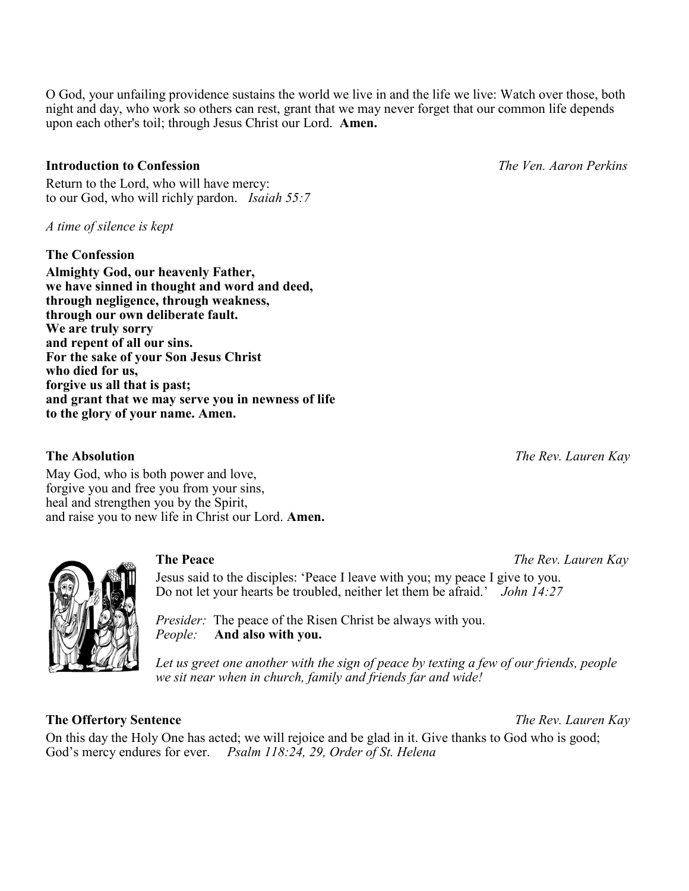O God, your unfailing providence sustains the world we live in and the life we live: Watch over those, both night and day, who work so others can rest, grant that we may never forget that our common life depends upon each other's toil; through Jesus Christ our Lord. **Amen.**

**Introduction to Confession** *The Ven. Aaron Perkins*

Return to the Lord, who will have mercy:
to our God, who will richly pardon. *Isaiah 55:7*

*A time of silence is kept*

**The Confession**

**Almighty God, our heavenly Father,**
**we have sinned in thought and word and deed,**
**through negligence, through weakness,**
**through our own deliberate fault.**
**We are truly sorry**
**and repent of all our sins.**
**For the sake of your Son Jesus Christ**
**who died for us,**
**forgive us all that is past;**
**and grant that we may serve you in newness of life**
**to the glory of your name. Amen.**

**The Absolution** *The Rev. Lauren Kay*

May God, who is both power and love,
forgive you and free you from your sins,
heal and strengthen you by the Spirit,
and raise you to new life in Christ our Lord. **Amen.**

**The Peace** *The Rev. Lauren Kay*

Jesus said to the disciples: 'Peace I leave with you; my peace I give to you. Do not let your hearts be troubled, neither let them be afraid.' *John 14:27*

*Presider:* The peace of the Risen Christ be always with you.
*People:* **And also with you.**

*Let us greet one another with the sign of peace by texting a few of our friends, people we sit near when in church, family and friends far and wide!*

**The Offertory Sentence** *The Rev. Lauren Kay*

On this day the Holy One has acted; we will rejoice and be glad in it. Give thanks to God who is good; God's mercy endures for ever. *Psalm 118:24, 29, Order of St. Helena*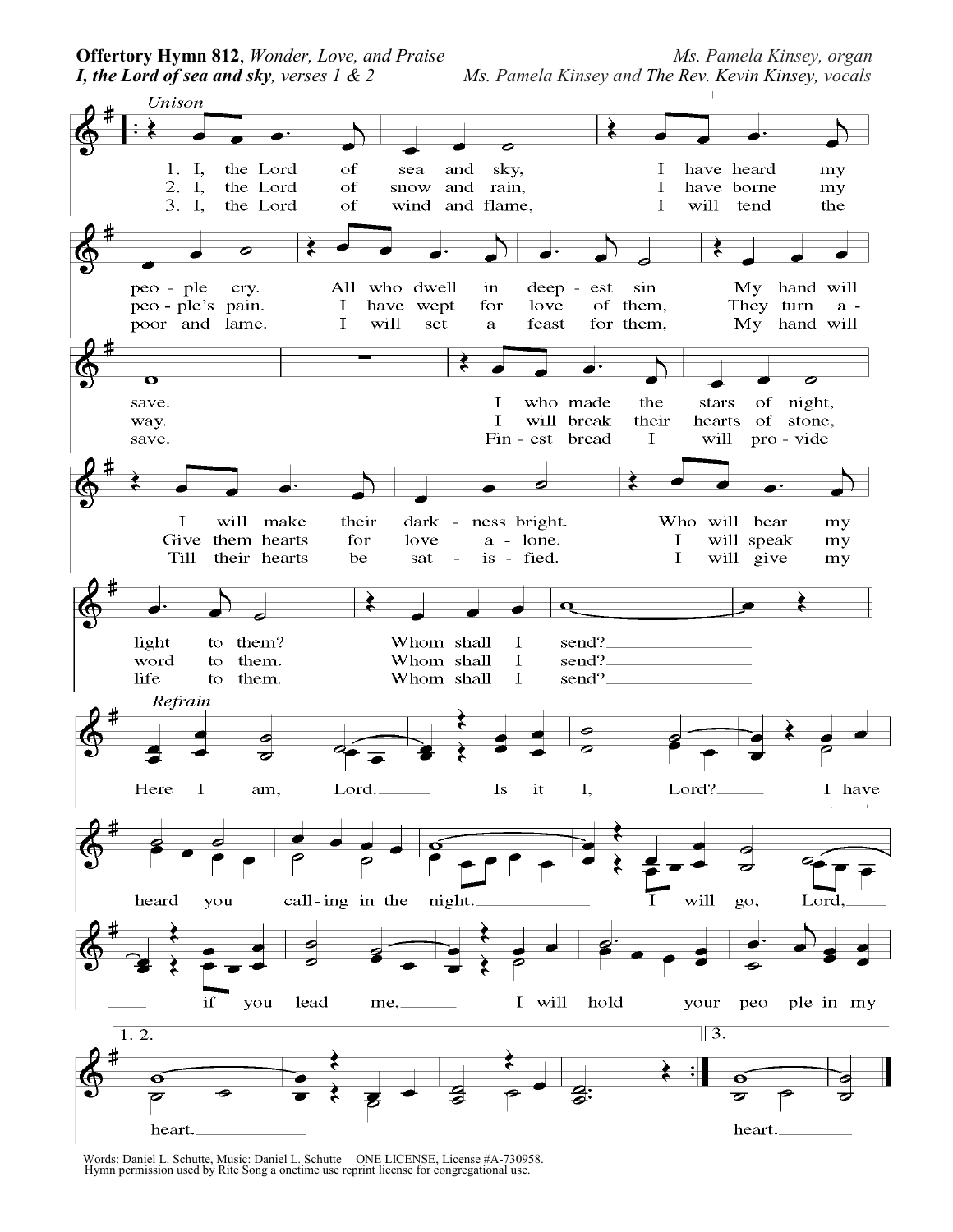**Offertory Hymn 812**, *Wonder, Love, and Praise* — *Ms. Pamela Kinsey, organ*

***I, the Lord of sea and sky**, verses 1 & 2* — *Ms. Pamela Kinsey and The Rev. Kevin Kinsey, vocals*

*Unison*

1. I, the Lord of sea and sky, I have heard my people cry. All who dwell in deepest sin My hand will save. I who made the stars of night, I will make their darkness bright. Who will bear my light to them? Whom shall I send?

2. I, the Lord of snow and rain, I have borne my people's pain. I have wept for love of them, They turn away. I will break their hearts of stone, Give them hearts for love alone. I will speak my word to them. Whom shall I send?

3. I, the Lord of wind and flame, I will tend the poor and lame. I will set a feast for them, My hand will save. Finest bread I will provide Till their hearts be satisfied. I will give my life to them. Whom shall I send?

*Refrain*

Here I am, Lord. Is it I, Lord? I have heard you calling in the night. I will go, Lord, if you lead me, I will hold your people in my heart.

Words: Daniel L. Schutte, Music: Daniel L. Schutte ONE LICENSE, License #A-730958.
Hymn permission used by Rite Song a onetime use reprint license for congregational use.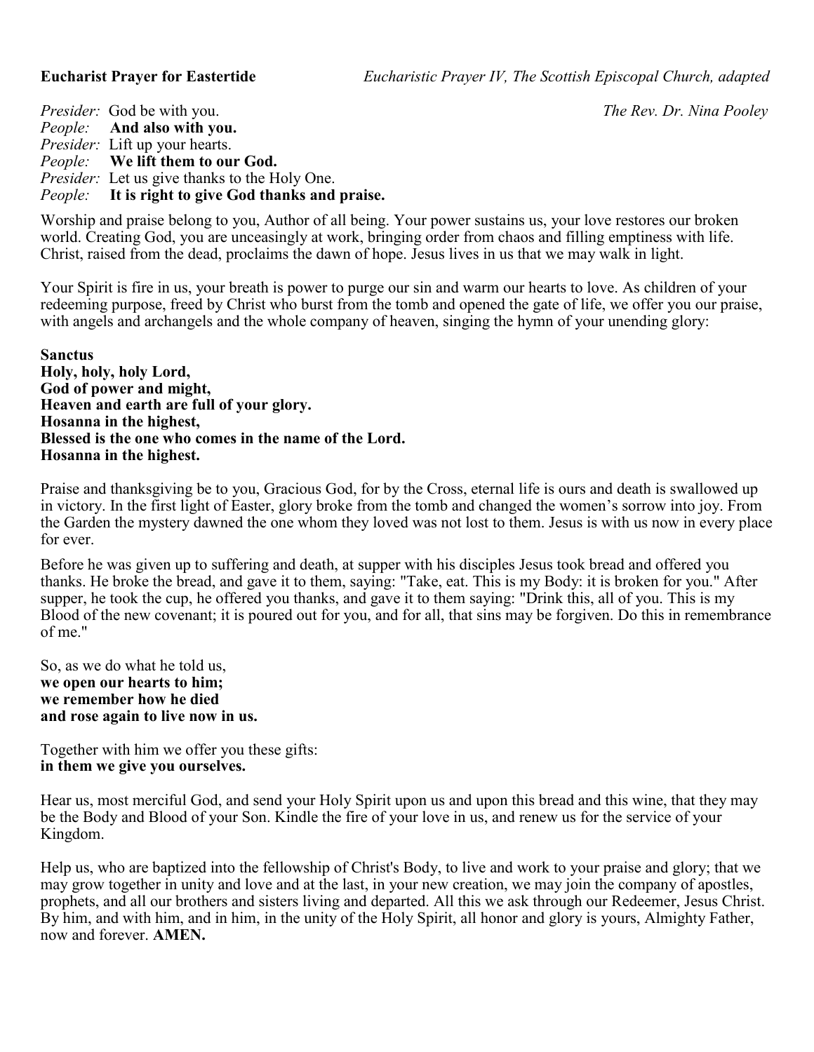**Eucharist Prayer for Eastertide** *Eucharistic Prayer IV, The Scottish Episcopal Church, adapted*

*The Rev. Dr. Nina Pooley*

*Presider:* God be with you.
*People:* **And also with you.**
*Presider:* Lift up your hearts.
*People:* **We lift them to our God.**
*Presider:* Let us give thanks to the Holy One.
*People:* **It is right to give God thanks and praise.**

Worship and praise belong to you, Author of all being. Your power sustains us, your love restores our broken world. Creating God, you are unceasingly at work, bringing order from chaos and filling emptiness with life. Christ, raised from the dead, proclaims the dawn of hope. Jesus lives in us that we may walk in light.

Your Spirit is fire in us, your breath is power to purge our sin and warm our hearts to love. As children of your redeeming purpose, freed by Christ who burst from the tomb and opened the gate of life, we offer you our praise, with angels and archangels and the whole company of heaven, singing the hymn of your unending glory:

**Sanctus**
**Holy, holy, holy Lord,**
**God of power and might,**
**Heaven and earth are full of your glory.**
**Hosanna in the highest,**
**Blessed is the one who comes in the name of the Lord.**
**Hosanna in the highest.**

Praise and thanksgiving be to you, Gracious God, for by the Cross, eternal life is ours and death is swallowed up in victory. In the first light of Easter, glory broke from the tomb and changed the women's sorrow into joy. From the Garden the mystery dawned the one whom they loved was not lost to them. Jesus is with us now in every place for ever.

Before he was given up to suffering and death, at supper with his disciples Jesus took bread and offered you thanks. He broke the bread, and gave it to them, saying: "Take, eat. This is my Body: it is broken for you." After supper, he took the cup, he offered you thanks, and gave it to them saying: "Drink this, all of you. This is my Blood of the new covenant; it is poured out for you, and for all, that sins may be forgiven. Do this in remembrance of me."

So, as we do what he told us,
**we open our hearts to him;**
**we remember how he died**
**and rose again to live now in us.**

Together with him we offer you these gifts:
**in them we give you ourselves.**

Hear us, most merciful God, and send your Holy Spirit upon us and upon this bread and this wine, that they may be the Body and Blood of your Son. Kindle the fire of your love in us, and renew us for the service of your Kingdom.

Help us, who are baptized into the fellowship of Christ's Body, to live and work to your praise and glory; that we may grow together in unity and love and at the last, in your new creation, we may join the company of apostles, prophets, and all our brothers and sisters living and departed. All this we ask through our Redeemer, Jesus Christ. By him, and with him, and in him, in the unity of the Holy Spirit, all honor and glory is yours, Almighty Father, now and forever. **AMEN.**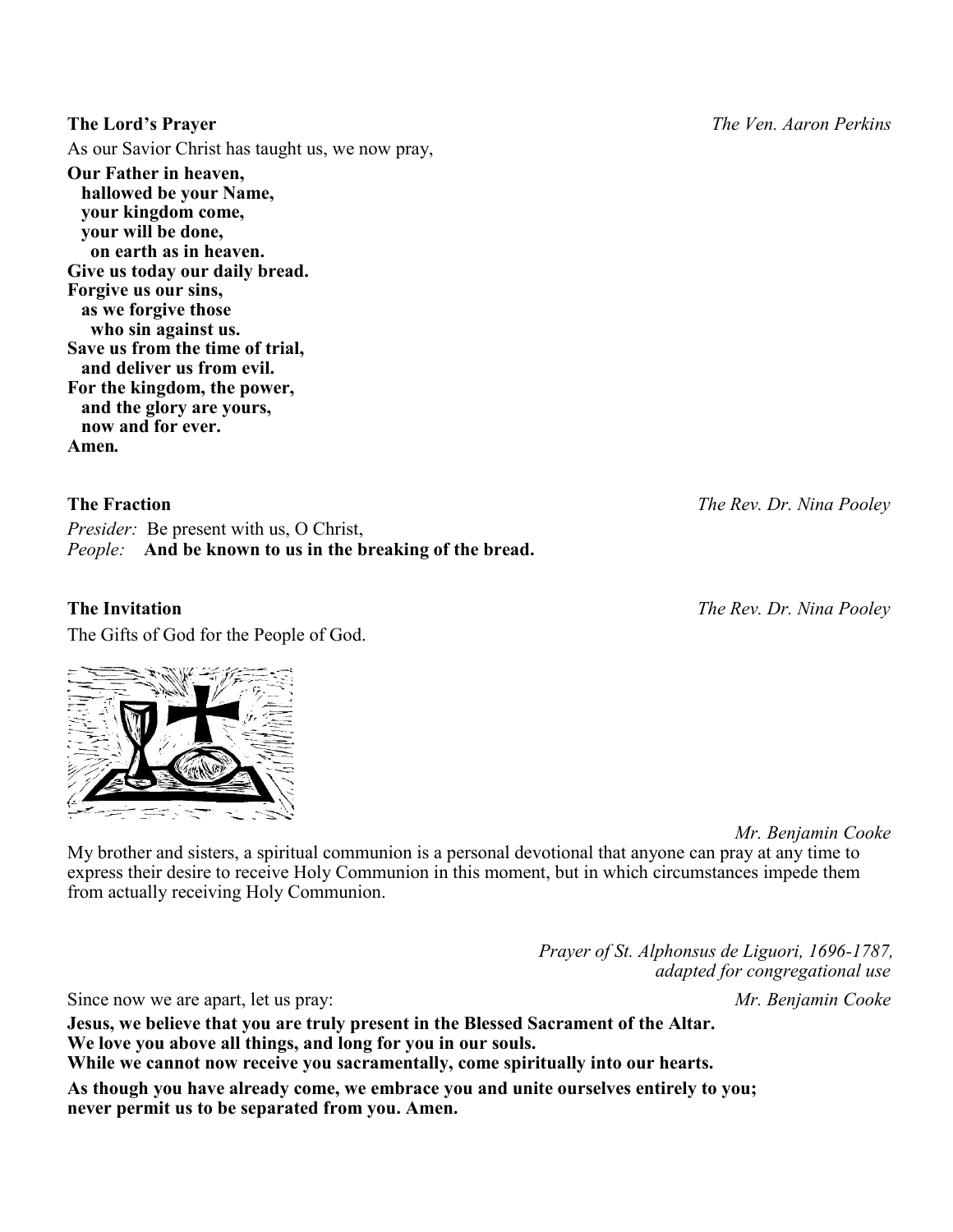**The Lord's Prayer** *The Ven. Aaron Perkins*

As our Savior Christ has taught us, we now pray,

**Our Father in heaven,**
**hallowed be your Name,**
**your kingdom come,**
**your will be done,**
**on earth as in heaven.**
**Give us today our daily bread.**
**Forgive us our sins,**
**as we forgive those**
**who sin against us.**
**Save us from the time of trial,**
**and deliver us from evil.**
**For the kingdom, the power,**
**and the glory are yours,**
**now and for ever.**
**Amen.**

**The Fraction** *The Rev. Dr. Nina Pooley*

*Presider:* Be present with us, O Christ,
*People:* **And be known to us in the breaking of the bread.**

**The Invitation** *The Rev. Dr. Nina Pooley*

The Gifts of God for the People of God.

*Mr. Benjamin Cooke*

My brother and sisters, a spiritual communion is a personal devotional that anyone can pray at any time to express their desire to receive Holy Communion in this moment, but in which circumstances impede them from actually receiving Holy Communion.

*Prayer of St. Alphonsus de Liguori, 1696-1787, adapted for congregational use*

Since now we are apart, let us pray: *Mr. Benjamin Cooke*

**Jesus, we believe that you are truly present in the Blessed Sacrament of the Altar.**
**We love you above all things, and long for you in our souls.**
**While we cannot now receive you sacramentally, come spiritually into our hearts.**

**As though you have already come, we embrace you and unite ourselves entirely to you; never permit us to be separated from you. Amen.**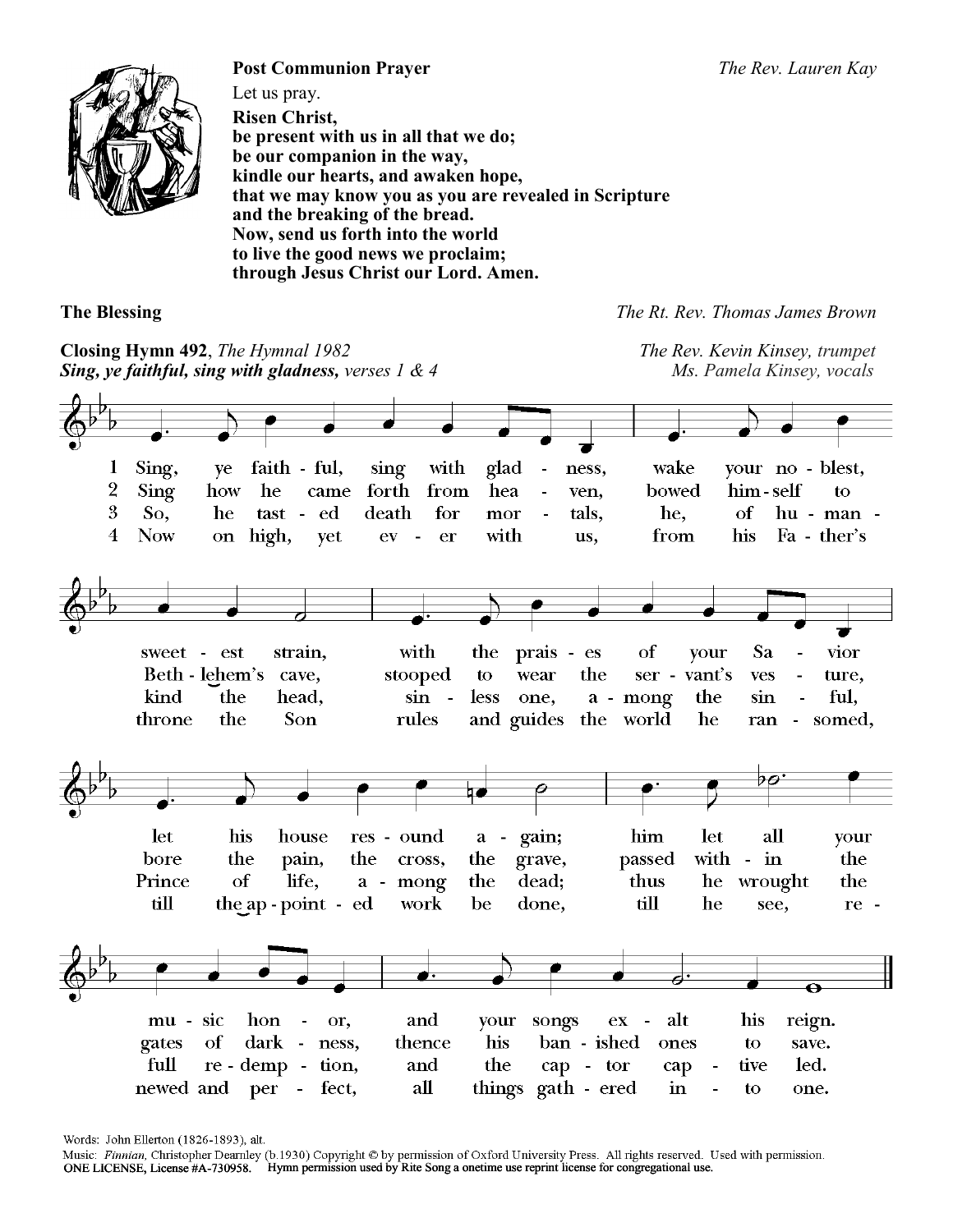**Post Communion Prayer** *The Rev. Lauren Kay*

Let us pray.

**Risen Christ,**
**be present with us in all that we do;**
**be our companion in the way,**
**kindle our hearts, and awaken hope,**
**that we may know you as you are revealed in Scripture**
**and the breaking of the bread.**
**Now, send us forth into the world**
**to live the good news we proclaim;**
**through Jesus Christ our Lord. Amen.**

**The Blessing** *The Rt. Rev. Thomas James Brown*

**Closing Hymn 492**, *The Hymnal 1982* *The Rev. Kevin Kinsey, trumpet*
***Sing, ye faithful, sing with gladness,*** *verses 1 & 4* *Ms. Pamela Kinsey, vocals*

1 Sing, ye faithful, sing with gladness, wake your noblest, sweetest strain, with the praises of your Savior let his house resound again; him let all your music honor, and your songs exalt his reign.

2 Sing how he came forth from heaven, bowed himself to Bethlehem's cave, stooped to wear the servant's vesture, bore the pain, the cross, the grave, passed within the gates of darkness, thence his banished ones to save.

3 So, he tasted death for mortals, he, of humankind the head, sinless one, among the sinful, Prince of life, among the dead; thus he wrought the full redemption, and the captor captive led.

4 Now on high, yet ever with us, from his Father's throne the Son rules and guides the world he ransomed, till the appointed work be done, till he see, renewed and perfect, all things gathered into one.

Words: John Ellerton (1826-1893), alt.
Music: *Finnian,* Christopher Dearnley (b.1930) Copyright © by permission of Oxford University Press. All rights reserved. Used with permission.
ONE LICENSE, License #A-730958. Hymn permission used by Rite Song a onetime use reprint license for congregational use.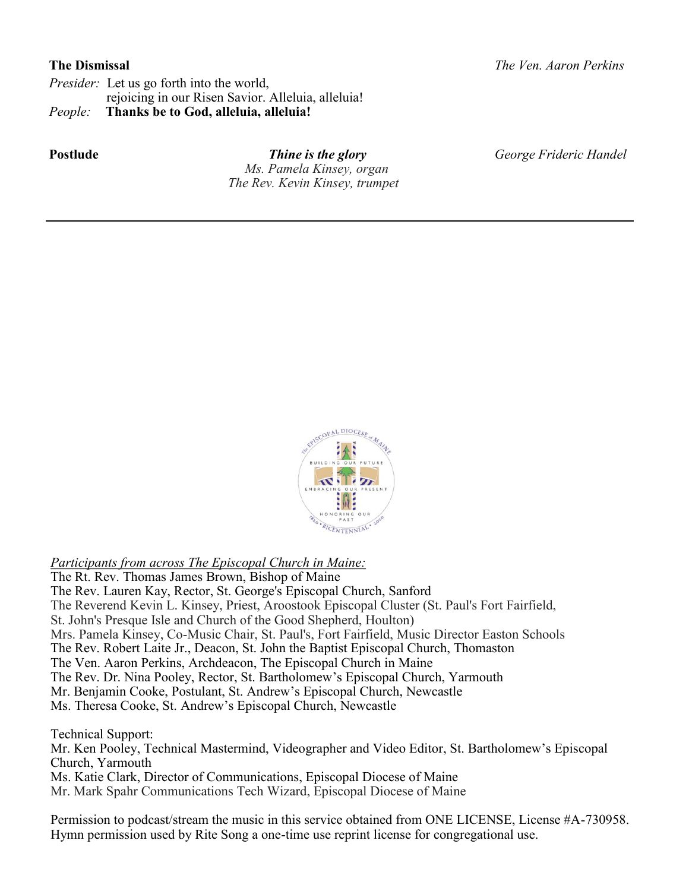**The Dismissal** *The Ven. Aaron Perkins*

*Presider:* Let us go forth into the world,
rejoicing in our Risen Savior. Alleluia, alleluia!
*People:* **Thanks be to God, alleluia, alleluia!**

**Postlude** ***Thine is the glory*** *George Frideric Handel*
*Ms. Pamela Kinsey, organ*
*The Rev. Kevin Kinsey, trumpet*

---

*Participants from across The Episcopal Church in Maine:*
The Rt. Rev. Thomas James Brown, Bishop of Maine
The Rev. Lauren Kay, Rector, St. George's Episcopal Church, Sanford
The Reverend Kevin L. Kinsey, Priest, Aroostook Episcopal Cluster (St. Paul's Fort Fairfield, St. John's Presque Isle and Church of the Good Shepherd, Houlton)
Mrs. Pamela Kinsey, Co-Music Chair, St. Paul's, Fort Fairfield, Music Director Easton Schools
The Rev. Robert Laite Jr., Deacon, St. John the Baptist Episcopal Church, Thomaston
The Ven. Aaron Perkins, Archdeacon, The Episcopal Church in Maine
The Rev. Dr. Nina Pooley, Rector, St. Bartholomew's Episcopal Church, Yarmouth
Mr. Benjamin Cooke, Postulant, St. Andrew's Episcopal Church, Newcastle
Ms. Theresa Cooke, St. Andrew's Episcopal Church, Newcastle

Technical Support:
Mr. Ken Pooley, Technical Mastermind, Videographer and Video Editor, St. Bartholomew's Episcopal Church, Yarmouth
Ms. Katie Clark, Director of Communications, Episcopal Diocese of Maine
Mr. Mark Spahr Communications Tech Wizard, Episcopal Diocese of Maine

Permission to podcast/stream the music in this service obtained from ONE LICENSE, License #A-730958.
Hymn permission used by Rite Song a one-time use reprint license for congregational use.